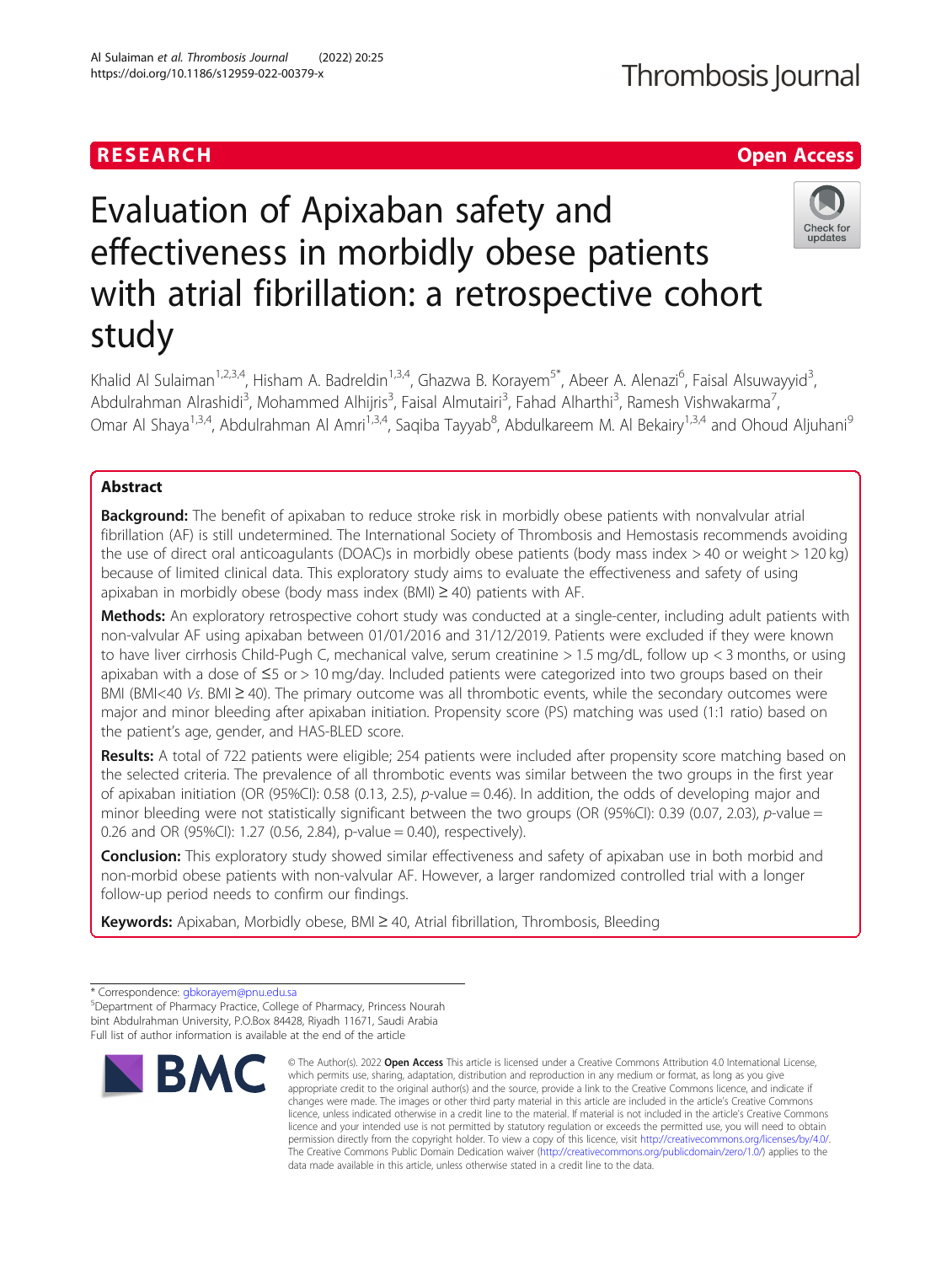RESEARCH

Open Access

# Evaluation of Apixaban safety and effectiveness in morbidly obese patients with atrial fibrillation: a retrospective cohort study

Khalid Al Sulaiman[1,2,3,4], Hisham A. Badreldin[1,3,4], Ghazwa B. Korayem[5*], Abeer A. Alenazi[6], Faisal Alsuwayyid[3], Abdulrahman Alrashidi[3], Mohammed Alhijris[3], Faisal Almutairi[3], Fahad Alharthi[3], Ramesh Vishwakarma[7], Omar Al Shaya[1,3,4], Abdulrahman Al Amri[1,3,4], Saqiba Tayyab[8], Abdulkareem M. Al Bekairy[1,3,4] and Ohoud Aljuhani[9]

## Abstract

**Background:** The benefit of apixaban to reduce stroke risk in morbidly obese patients with nonvalvular atrial fibrillation (AF) is still undetermined. The International Society of Thrombosis and Hemostasis recommends avoiding the use of direct oral anticoagulants (DOAC)s in morbidly obese patients (body mass index > 40 or weight > 120 kg) because of limited clinical data. This exploratory study aims to evaluate the effectiveness and safety of using apixaban in morbidly obese (body mass index (BMI) ≥ 40) patients with AF.

**Methods:** An exploratory retrospective cohort study was conducted at a single-center, including adult patients with non-valvular AF using apixaban between 01/01/2016 and 31/12/2019. Patients were excluded if they were known to have liver cirrhosis Child-Pugh C, mechanical valve, serum creatinine > 1.5 mg/dL, follow up < 3 months, or using apixaban with a dose of ≤5 or > 10 mg/day. Included patients were categorized into two groups based on their BMI (BMI<40 *Vs*. BMI ≥ 40). The primary outcome was all thrombotic events, while the secondary outcomes were major and minor bleeding after apixaban initiation. Propensity score (PS) matching was used (1:1 ratio) based on the patient's age, gender, and HAS-BLED score.

**Results:** A total of 722 patients were eligible; 254 patients were included after propensity score matching based on the selected criteria. The prevalence of all thrombotic events was similar between the two groups in the first year of apixaban initiation (OR (95%CI): 0.58 (0.13, 2.5), *p*-value = 0.46). In addition, the odds of developing major and minor bleeding were not statistically significant between the two groups (OR (95%CI): 0.39 (0.07, 2.03), *p*-value = 0.26 and OR (95%CI): 1.27 (0.56, 2.84), p-value = 0.40), respectively).

**Conclusion:** This exploratory study showed similar effectiveness and safety of apixaban use in both morbid and non-morbid obese patients with non-valvular AF. However, a larger randomized controlled trial with a longer follow-up period needs to confirm our findings.

**Keywords:** Apixaban, Morbidly obese, BMI ≥ 40, Atrial fibrillation, Thrombosis, Bleeding

\* Correspondence: gbkorayem@pnu.edu.sa
[5]Department of Pharmacy Practice, College of Pharmacy, Princess Nourah bint Abdulrahman University, P.O.Box 84428, Riyadh 11671, Saudi Arabia
Full list of author information is available at the end of the article

© The Author(s). 2022 **Open Access** This article is licensed under a Creative Commons Attribution 4.0 International License, which permits use, sharing, adaptation, distribution and reproduction in any medium or format, as long as you give appropriate credit to the original author(s) and the source, provide a link to the Creative Commons licence, and indicate if changes were made. The images or other third party material in this article are included in the article's Creative Commons licence, unless indicated otherwise in a credit line to the material. If material is not included in the article's Creative Commons licence and your intended use is not permitted by statutory regulation or exceeds the permitted use, you will need to obtain permission directly from the copyright holder. To view a copy of this licence, visit http://creativecommons.org/licenses/by/4.0/. The Creative Commons Public Domain Dedication waiver (http://creativecommons.org/publicdomain/zero/1.0/) applies to the data made available in this article, unless otherwise stated in a credit line to the data.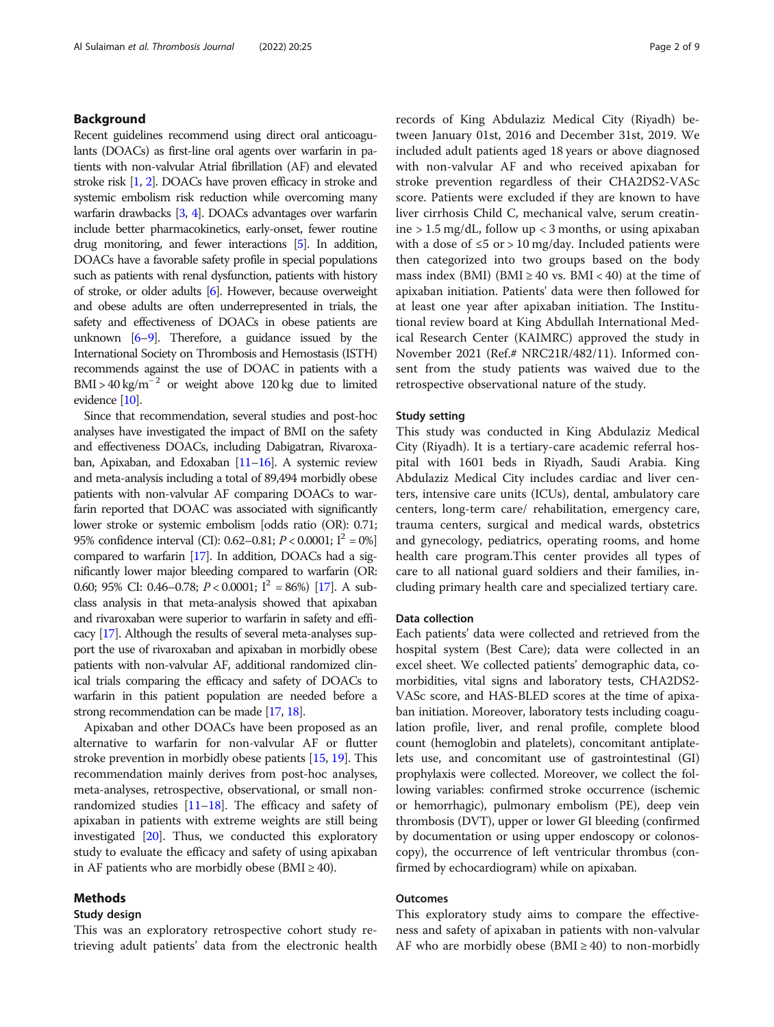## Background

Recent guidelines recommend using direct oral anticoagulants (DOACs) as first-line oral agents over warfarin in patients with non-valvular Atrial fibrillation (AF) and elevated stroke risk [1, 2]. DOACs have proven efficacy in stroke and systemic embolism risk reduction while overcoming many warfarin drawbacks [3, 4]. DOACs advantages over warfarin include better pharmacokinetics, early-onset, fewer routine drug monitoring, and fewer interactions [5]. In addition, DOACs have a favorable safety profile in special populations such as patients with renal dysfunction, patients with history of stroke, or older adults [6]. However, because overweight and obese adults are often underrepresented in trials, the safety and effectiveness of DOACs in obese patients are unknown [6–9]. Therefore, a guidance issued by the International Society on Thrombosis and Hemostasis (ISTH) recommends against the use of DOAC in patients with a BMI > 40 $kg/m^{-2}$ or weight above 120 kg due to limited evidence [10].

Since that recommendation, several studies and post-hoc analyses have investigated the impact of BMI on the safety and effectiveness DOACs, including Dabigatran, Rivaroxaban, Apixaban, and Edoxaban [11–16]. A systemic review and meta-analysis including a total of 89,494 morbidly obese patients with non-valvular AF comparing DOACs to warfarin reported that DOAC was associated with significantly lower stroke or systemic embolism [odds ratio (OR): 0.71; 95% confidence interval (CI): 0.62–0.81; $P < 0.0001$; $I^2 = 0\%$] compared to warfarin [17]. In addition, DOACs had a significantly lower major bleeding compared to warfarin (OR: 0.60; 95% CI: 0.46–0.78; $P < 0.0001$; $I^2 = 86\%$) [17]. A subclass analysis in that meta-analysis showed that apixaban and rivaroxaban were superior to warfarin in safety and efficacy [17]. Although the results of several meta-analyses support the use of rivaroxaban and apixaban in morbidly obese patients with non-valvular AF, additional randomized clinical trials comparing the efficacy and safety of DOACs to warfarin in this patient population are needed before a strong recommendation can be made [17, 18].

Apixaban and other DOACs have been proposed as an alternative to warfarin for non-valvular AF or flutter stroke prevention in morbidly obese patients [15, 19]. This recommendation mainly derives from post-hoc analyses, meta-analyses, retrospective, observational, or small non-randomized studies [11–18]. The efficacy and safety of apixaban in patients with extreme weights are still being investigated [20]. Thus, we conducted this exploratory study to evaluate the efficacy and safety of using apixaban in AF patients who are morbidly obese (BMI ≥ 40).

## Methods

### Study design

This was an exploratory retrospective cohort study retrieving adult patients' data from the electronic health records of King Abdulaziz Medical City (Riyadh) between January 01st, 2016 and December 31st, 2019. We included adult patients aged 18 years or above diagnosed with non-valvular AF and who received apixaban for stroke prevention regardless of their CHA2DS2-VASc score. Patients were excluded if they are known to have liver cirrhosis Child C, mechanical valve, serum creatinine > 1.5 mg/dL, follow up < 3 months, or using apixaban with a dose of ≤5 or > 10 mg/day. Included patients were then categorized into two groups based on the body mass index (BMI) (BMI ≥ 40 vs. BMI < 40) at the time of apixaban initiation. Patients' data were then followed for at least one year after apixaban initiation. The Institutional review board at King Abdullah International Medical Research Center (KAIMRC) approved the study in November 2021 (Ref.# NRC21R/482/11). Informed consent from the study patients was waived due to the retrospective observational nature of the study.

### Study setting

This study was conducted in King Abdulaziz Medical City (Riyadh). It is a tertiary-care academic referral hospital with 1601 beds in Riyadh, Saudi Arabia. King Abdulaziz Medical City includes cardiac and liver centers, intensive care units (ICUs), dental, ambulatory care centers, long-term care/ rehabilitation, emergency care, trauma centers, surgical and medical wards, obstetrics and gynecology, pediatrics, operating rooms, and home health care program.This center provides all types of care to all national guard soldiers and their families, including primary health care and specialized tertiary care.

### Data collection

Each patients' data were collected and retrieved from the hospital system (Best Care); data were collected in an excel sheet. We collected patients' demographic data, comorbidities, vital signs and laboratory tests, CHA2DS2-VASc score, and HAS-BLED scores at the time of apixaban initiation. Moreover, laboratory tests including coagulation profile, liver, and renal profile, complete blood count (hemoglobin and platelets), concomitant antiplatelets use, and concomitant use of gastrointestinal (GI) prophylaxis were collected. Moreover, we collect the following variables: confirmed stroke occurrence (ischemic or hemorrhagic), pulmonary embolism (PE), deep vein thrombosis (DVT), upper or lower GI bleeding (confirmed by documentation or using upper endoscopy or colonoscopy), the occurrence of left ventricular thrombus (confirmed by echocardiogram) while on apixaban.

### Outcomes

This exploratory study aims to compare the effectiveness and safety of apixaban in patients with non-valvular AF who are morbidly obese (BMI ≥ 40) to non-morbidly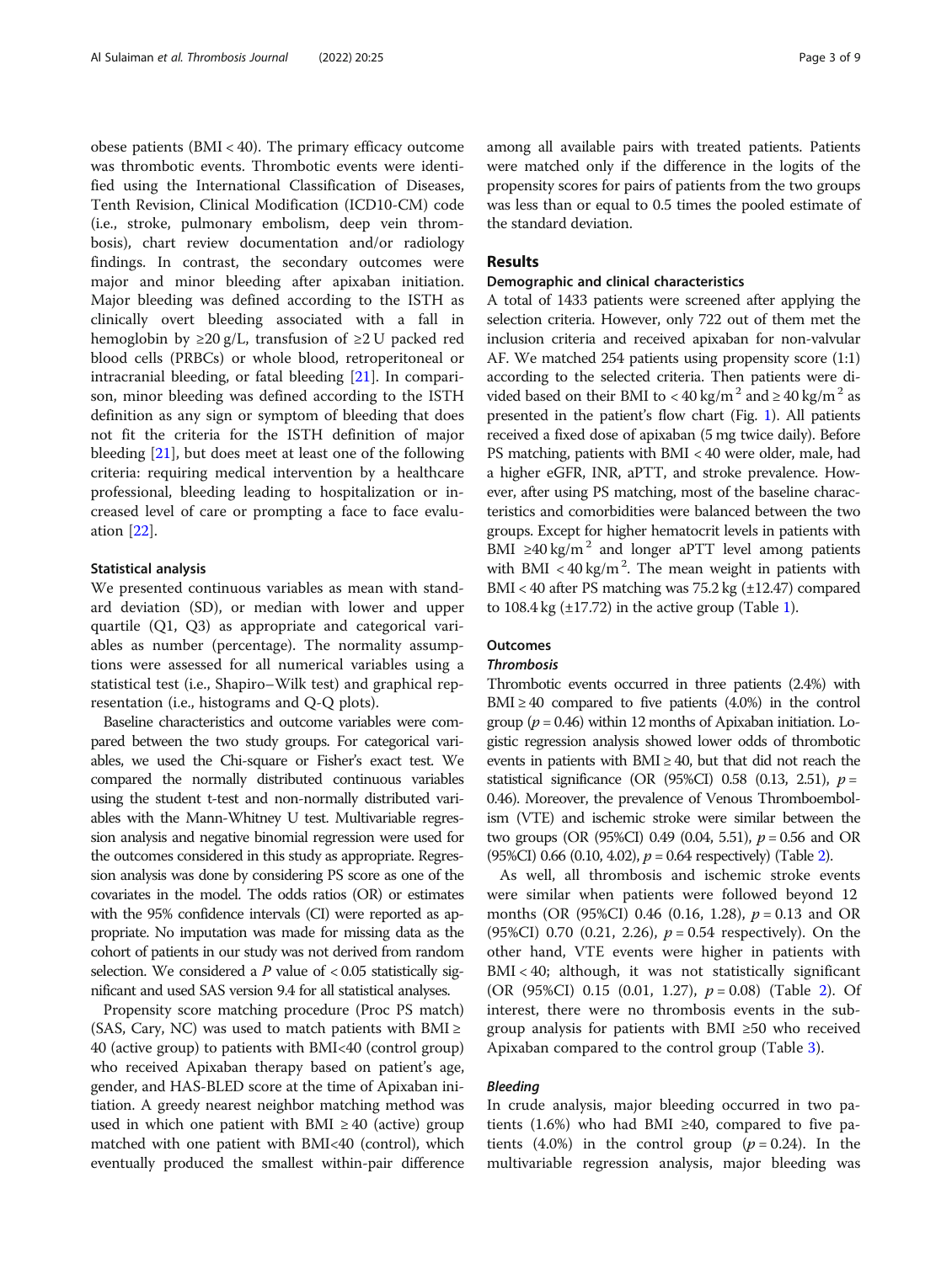obese patients (BMI < 40). The primary efficacy outcome was thrombotic events. Thrombotic events were identified using the International Classification of Diseases, Tenth Revision, Clinical Modification (ICD10-CM) code (i.e., stroke, pulmonary embolism, deep vein thrombosis), chart review documentation and/or radiology findings. In contrast, the secondary outcomes were major and minor bleeding after apixaban initiation. Major bleeding was defined according to the ISTH as clinically overt bleeding associated with a fall in hemoglobin by ≥20 g/L, transfusion of ≥2 U packed red blood cells (PRBCs) or whole blood, retroperitoneal or intracranial bleeding, or fatal bleeding [21]. In comparison, minor bleeding was defined according to the ISTH definition as any sign or symptom of bleeding that does not fit the criteria for the ISTH definition of major bleeding [21], but does meet at least one of the following criteria: requiring medical intervention by a healthcare professional, bleeding leading to hospitalization or increased level of care or prompting a face to face evaluation [22].

#### Statistical analysis

We presented continuous variables as mean with standard deviation (SD), or median with lower and upper quartile (Q1, Q3) as appropriate and categorical variables as number (percentage). The normality assumptions were assessed for all numerical variables using a statistical test (i.e., Shapiro–Wilk test) and graphical representation (i.e., histograms and Q-Q plots).

Baseline characteristics and outcome variables were compared between the two study groups. For categorical variables, we used the Chi-square or Fisher's exact test. We compared the normally distributed continuous variables using the student t-test and non-normally distributed variables with the Mann-Whitney U test. Multivariable regression analysis and negative binomial regression were used for the outcomes considered in this study as appropriate. Regression analysis was done by considering PS score as one of the covariates in the model. The odds ratios (OR) or estimates with the 95% confidence intervals (CI) were reported as appropriate. No imputation was made for missing data as the cohort of patients in our study was not derived from random selection. We considered a $P$ value of $< 0.05$ statistically significant and used SAS version 9.4 for all statistical analyses.

Propensity score matching procedure (Proc PS match) (SAS, Cary, NC) was used to match patients with BMI ≥ 40 (active group) to patients with BMI<40 (control group) who received Apixaban therapy based on patient's age, gender, and HAS-BLED score at the time of Apixaban initiation. A greedy nearest neighbor matching method was used in which one patient with BMI ≥ 40 (active) group matched with one patient with BMI<40 (control), which eventually produced the smallest within-pair difference among all available pairs with treated patients. Patients were matched only if the difference in the logits of the propensity scores for pairs of patients from the two groups was less than or equal to 0.5 times the pooled estimate of the standard deviation.

## Results

### Demographic and clinical characteristics

A total of 1433 patients were screened after applying the selection criteria. However, only 722 out of them met the inclusion criteria and received apixaban for non-valvular AF. We matched 254 patients using propensity score (1:1) according to the selected criteria. Then patients were divided based on their BMI to < 40 kg/m$^2$ and ≥ 40 kg/m$^2$ as presented in the patient's flow chart (Fig. 1). All patients received a fixed dose of apixaban (5 mg twice daily). Before PS matching, patients with BMI < 40 were older, male, had a higher eGFR, INR, aPTT, and stroke prevalence. However, after using PS matching, most of the baseline characteristics and comorbidities were balanced between the two groups. Except for higher hematocrit levels in patients with BMI ≥40 kg/m$^2$ and longer aPTT level among patients with BMI < 40 kg/m$^2$. The mean weight in patients with BMI < 40 after PS matching was 75.2 kg (±12.47) compared to 108.4 kg (±17.72) in the active group (Table 1).

### Outcomes

#### *Thrombosis*

Thrombotic events occurred in three patients (2.4%) with BMI ≥ 40 compared to five patients (4.0%) in the control group ($p = 0.46$) within 12 months of Apixaban initiation. Logistic regression analysis showed lower odds of thrombotic events in patients with BMI ≥ 40, but that did not reach the statistical significance (OR (95%CI) 0.58 (0.13, 2.51), $p = 0.46$). Moreover, the prevalence of Venous Thromboembolism (VTE) and ischemic stroke were similar between the two groups (OR (95%CI) 0.49 (0.04, 5.51), $p = 0.56$ and OR (95%CI) 0.66 (0.10, 4.02), $p = 0.64$ respectively) (Table 2).

As well, all thrombosis and ischemic stroke events were similar when patients were followed beyond 12 months (OR (95%CI) 0.46 (0.16, 1.28), $p = 0.13$ and OR (95%CI) 0.70 (0.21, 2.26), $p = 0.54$ respectively). On the other hand, VTE events were higher in patients with BMI < 40; although, it was not statistically significant (OR (95%CI) 0.15 (0.01, 1.27), $p = 0.08$) (Table 2). Of interest, there were no thrombosis events in the subgroup analysis for patients with BMI ≥50 who received Apixaban compared to the control group (Table 3).

#### *Bleeding*

In crude analysis, major bleeding occurred in two patients (1.6%) who had BMI ≥40, compared to five patients (4.0%) in the control group ($p = 0.24$). In the multivariable regression analysis, major bleeding was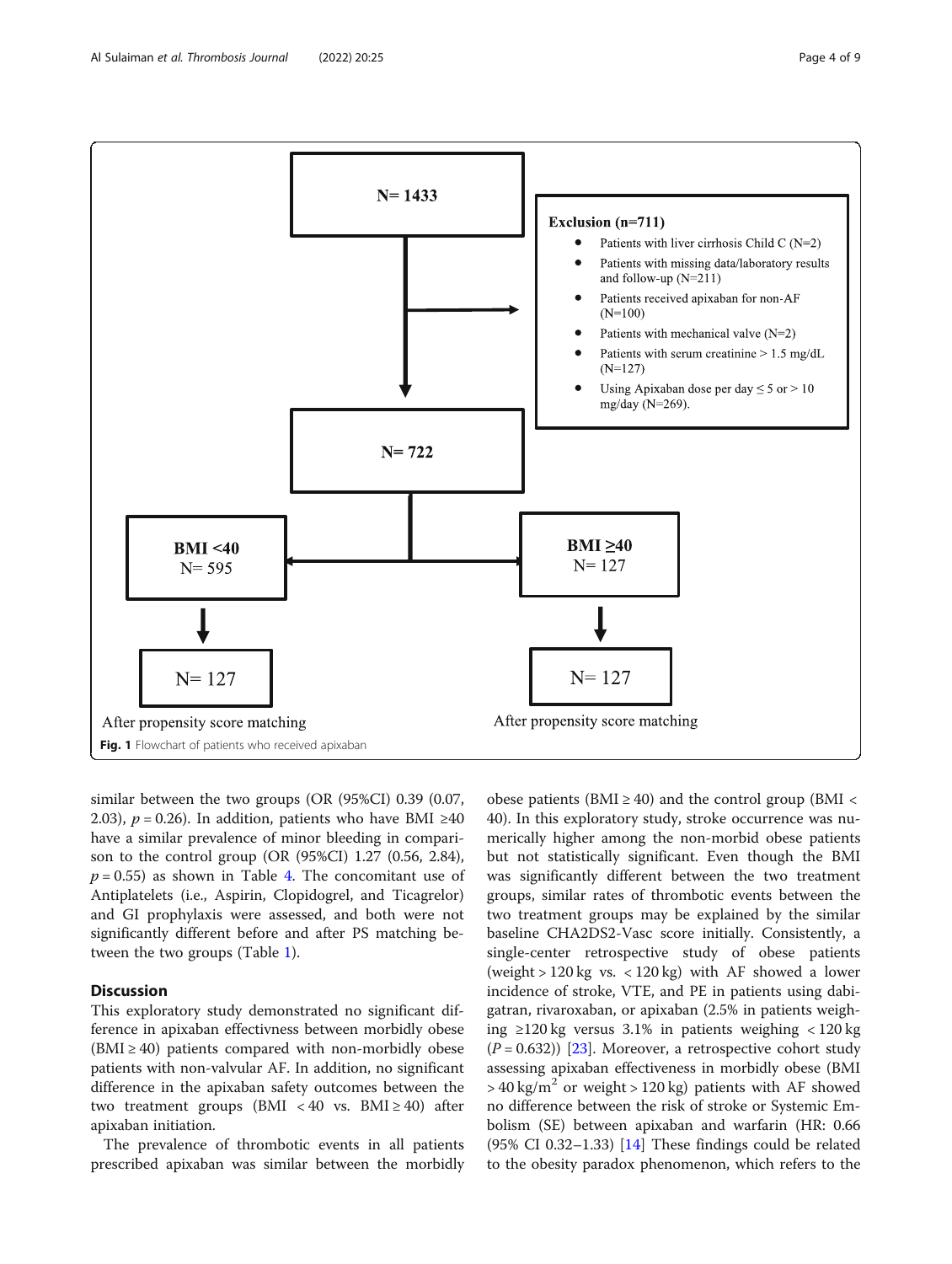**Fig. 1** Flowchart of patients who received apixaban

similar between the two groups (OR (95%CI) 0.39 (0.07, 2.03), $p = 0.26$). In addition, patients who have BMI ≥40 have a similar prevalence of minor bleeding in comparison to the control group (OR (95%CI) 1.27 (0.56, 2.84), $p = 0.55$) as shown in Table 4. The concomitant use of Antiplatelets (i.e., Aspirin, Clopidogrel, and Ticagrelor) and GI prophylaxis were assessed, and both were not significantly different before and after PS matching between the two groups (Table 1).

## Discussion

This exploratory study demonstrated no significant difference in apixaban effectivness between morbidly obese (BMI ≥ 40) patients compared with non-morbidly obese patients with non-valvular AF. In addition, no significant difference in the apixaban safety outcomes between the two treatment groups (BMI < 40 vs. BMI ≥ 40) after apixaban initiation.

The prevalence of thrombotic events in all patients prescribed apixaban was similar between the morbidly obese patients (BMI ≥ 40) and the control group (BMI < 40). In this exploratory study, stroke occurrence was numerically higher among the non-morbid obese patients but not statistically significant. Even though the BMI was significantly different between the two treatment groups, similar rates of thrombotic events between the two treatment groups may be explained by the similar baseline CHA2DS2-Vasc score initially. Consistently, a single-center retrospective study of obese patients (weight > 120 kg vs. < 120 kg) with AF showed a lower incidence of stroke, VTE, and PE in patients using dabigatran, rivaroxaban, or apixaban (2.5% in patients weighing ≥120 kg versus 3.1% in patients weighing < 120 kg ($P = 0.632$)) [23]. Moreover, a retrospective cohort study assessing apixaban effectiveness in morbidly obese (BMI > 40 kg/m$^2$ or weight > 120 kg) patients with AF showed no difference between the risk of stroke or Systemic Embolism (SE) between apixaban and warfarin (HR: 0.66 (95% CI 0.32–1.33) [14] These findings could be related to the obesity paradox phenomenon, which refers to the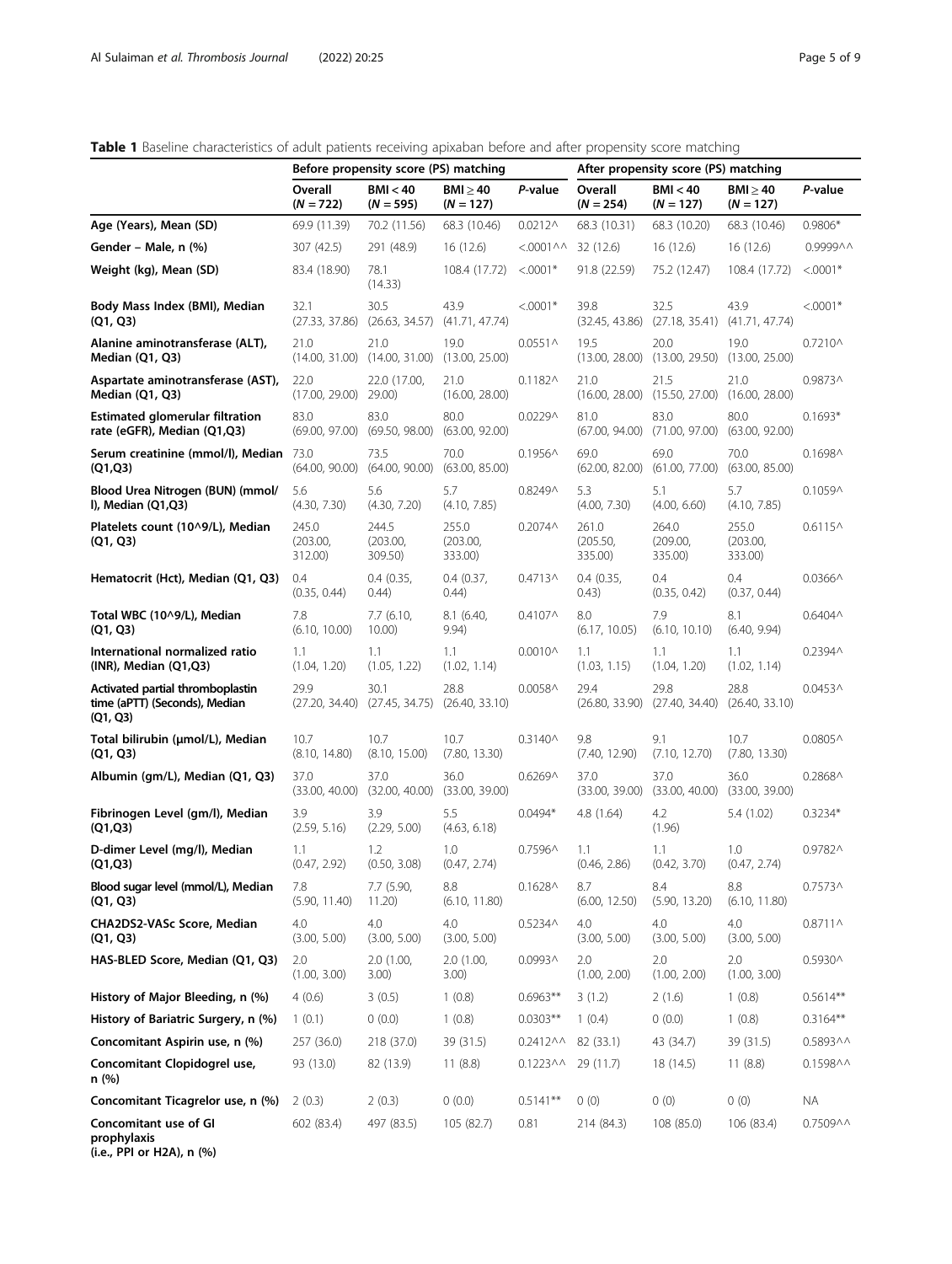**Table 1** Baseline characteristics of adult patients receiving apixaban before and after propensity score matching

| | Before propensity score (PS) matching | | | | After propensity score (PS) matching | | | |
|---|---|---|---|---|---|---|---|---|
| | Overall (N = 722) | BMI < 40 (N = 595) | BMI ≥ 40 (N = 127) | P-value | Overall (N = 254) | BMI < 40 (N = 127) | BMI ≥ 40 (N = 127) | P-value |
| **Age (Years), Mean (SD)** | 69.9 (11.39) | 70.2 (11.56) | 68.3 (10.46) | 0.0212^ | 68.3 (10.31) | 68.3 (10.20) | 68.3 (10.46) | 0.9806* |
| **Gender – Male, n (%)** | 307 (42.5) | 291 (48.9) | 16 (12.6) | <.0001^^ | 32 (12.6) | 16 (12.6) | 16 (12.6) | 0.9999^^ |
| **Weight (kg), Mean (SD)** | 83.4 (18.90) | 78.1 (14.33) | 108.4 (17.72) | <.0001* | 91.8 (22.59) | 75.2 (12.47) | 108.4 (17.72) | <.0001* |
| **Body Mass Index (BMI), Median (Q1, Q3)** | 32.1 (27.33, 37.86) | 30.5 (26.63, 34.57) | 43.9 (41.71, 47.74) | <.0001* | 39.8 (32.45, 43.86) | 32.5 (27.18, 35.41) | 43.9 (41.71, 47.74) | <.0001* |
| **Alanine aminotransferase (ALT), Median (Q1, Q3)** | 21.0 (14.00, 31.00) | 21.0 (14.00, 31.00) | 19.0 (13.00, 25.00) | 0.0551^ | 19.5 (13.00, 28.00) | 20.0 (13.00, 29.50) | 19.0 (13.00, 25.00) | 0.7210^ |
| **Aspartate aminotransferase (AST), Median (Q1, Q3)** | 22.0 (17.00, 29.00) | 22.0 (17.00, 29.00) | 21.0 (16.00, 28.00) | 0.1182^ | 21.0 (16.00, 28.00) | 21.5 (15.50, 27.00) | 21.0 (16.00, 28.00) | 0.9873^ |
| **Estimated glomerular filtration rate (eGFR), Median (Q1,Q3)** | 83.0 (69.00, 97.00) | 83.0 (69.50, 98.00) | 80.0 (63.00, 92.00) | 0.0229^ | 81.0 (67.00, 94.00) | 83.0 (71.00, 97.00) | 80.0 (63.00, 92.00) | 0.1693* |
| **Serum creatinine (mmol/l), Median (Q1,Q3)** | 73.0 (64.00, 90.00) | 73.5 (64.00, 90.00) | 70.0 (63.00, 85.00) | 0.1956^ | 69.0 (62.00, 82.00) | 69.0 (61.00, 77.00) | 70.0 (63.00, 85.00) | 0.1698^ |
| **Blood Urea Nitrogen (BUN) (mmol/l), Median (Q1,Q3)** | 5.6 (4.30, 7.30) | 5.6 (4.30, 7.20) | 5.7 (4.10, 7.85) | 0.8249^ | 5.3 (4.00, 7.30) | 5.1 (4.00, 6.60) | 5.7 (4.10, 7.85) | 0.1059^ |
| **Platelets count (10^9/L), Median (Q1, Q3)** | 245.0 (203.00, 312.00) | 244.5 (203.00, 309.50) | 255.0 (203.00, 333.00) | 0.2074^ | 261.0 (205.50, 335.00) | 264.0 (209.00, 335.00) | 255.0 (203.00, 333.00) | 0.6115^ |
| **Hematocrit (Hct), Median (Q1, Q3)** | 0.4 (0.35, 0.44) | 0.4 (0.35, 0.44) | 0.4 (0.37, 0.44) | 0.4713^ | 0.4 (0.35, 0.43) | 0.4 (0.35, 0.42) | 0.4 (0.37, 0.44) | 0.0366^ |
| **Total WBC (10^9/L), Median (Q1, Q3)** | 7.8 (6.10, 10.00) | 7.7 (6.10, 10.00) | 8.1 (6.40, 9.94) | 0.4107^ | 8.0 (6.17, 10.05) | 7.9 (6.10, 10.10) | 8.1 (6.40, 9.94) | 0.6404^ |
| **International normalized ratio (INR), Median (Q1,Q3)** | 1.1 (1.04, 1.20) | 1.1 (1.05, 1.22) | 1.1 (1.02, 1.14) | 0.0010^ | 1.1 (1.03, 1.15) | 1.1 (1.04, 1.20) | 1.1 (1.02, 1.14) | 0.2394^ |
| **Activated partial thromboplastin time (aPTT) (Seconds), Median (Q1, Q3)** | 29.9 (27.20, 34.40) | 30.1 (27.45, 34.75) | 28.8 (26.40, 33.10) | 0.0058^ | 29.4 (26.80, 33.90) | 29.8 (27.40, 34.40) | 28.8 (26.40, 33.10) | 0.0453^ |
| **Total bilirubin (μmol/L), Median (Q1, Q3)** | 10.7 (8.10, 14.80) | 10.7 (8.10, 15.00) | 10.7 (7.80, 13.30) | 0.3140^ | 9.8 (7.40, 12.90) | 9.1 (7.10, 12.70) | 10.7 (7.80, 13.30) | 0.0805^ |
| **Albumin (gm/L), Median (Q1, Q3)** | 37.0 (33.00, 40.00) | 37.0 (32.00, 40.00) | 36.0 (33.00, 39.00) | 0.6269^ | 37.0 (33.00, 39.00) | 37.0 (33.00, 40.00) | 36.0 (33.00, 39.00) | 0.2868^ |
| **Fibrinogen Level (gm/l), Median (Q1,Q3)** | 3.9 (2.59, 5.16) | 3.9 (2.29, 5.00) | 5.5 (4.63, 6.18) | 0.0494* | 4.8 (1.64) | 4.2 (1.96) | 5.4 (1.02) | 0.3234* |
| **D-dimer Level (mg/l), Median (Q1,Q3)** | 1.1 (0.47, 2.92) | 1.2 (0.50, 3.08) | 1.0 (0.47, 2.74) | 0.7596^ | 1.1 (0.46, 2.86) | 1.1 (0.42, 3.70) | 1.0 (0.47, 2.74) | 0.9782^ |
| **Blood sugar level (mmol/L), Median (Q1, Q3)** | 7.8 (5.90, 11.40) | 7.7 (5.90, 11.20) | 8.8 (6.10, 11.80) | 0.1628^ | 8.7 (6.00, 12.50) | 8.4 (5.90, 13.20) | 8.8 (6.10, 11.80) | 0.7573^ |
| **CHA2DS2-VASc Score, Median (Q1, Q3)** | 4.0 (3.00, 5.00) | 4.0 (3.00, 5.00) | 4.0 (3.00, 5.00) | 0.5234^ | 4.0 (3.00, 5.00) | 4.0 (3.00, 5.00) | 4.0 (3.00, 5.00) | 0.8711^ |
| **HAS-BLED Score, Median (Q1, Q3)** | 2.0 (1.00, 3.00) | 2.0 (1.00, 3.00) | 2.0 (1.00, 3.00) | 0.0993^ | 2.0 (1.00, 2.00) | 2.0 (1.00, 2.00) | 2.0 (1.00, 3.00) | 0.5930^ |
| **History of Major Bleeding, n (%)** | 4 (0.6) | 3 (0.5) | 1 (0.8) | 0.6963** | 3 (1.2) | 2 (1.6) | 1 (0.8) | 0.5614** |
| **History of Bariatric Surgery, n (%)** | 1 (0.1) | 0 (0.0) | 1 (0.8) | 0.0303** | 1 (0.4) | 0 (0.0) | 1 (0.8) | 0.3164** |
| **Concomitant Aspirin use, n (%)** | 257 (36.0) | 218 (37.0) | 39 (31.5) | 0.2412^^ | 82 (33.1) | 43 (34.7) | 39 (31.5) | 0.5893^^ |
| **Concomitant Clopidogrel use, n (%)** | 93 (13.0) | 82 (13.9) | 11 (8.8) | 0.1223^^ | 29 (11.7) | 18 (14.5) | 11 (8.8) | 0.1598^^ |
| **Concomitant Ticagrelor use, n (%)** | 2 (0.3) | 2 (0.3) | 0 (0.0) | 0.5141** | 0 (0) | 0 (0) | 0 (0) | NA |
| **Concomitant use of GI prophylaxis (i.e., PPI or H2A), n (%)** | 602 (83.4) | 497 (83.5) | 105 (82.7) | 0.81 | 214 (84.3) | 108 (85.0) | 106 (83.4) | 0.7509^^ |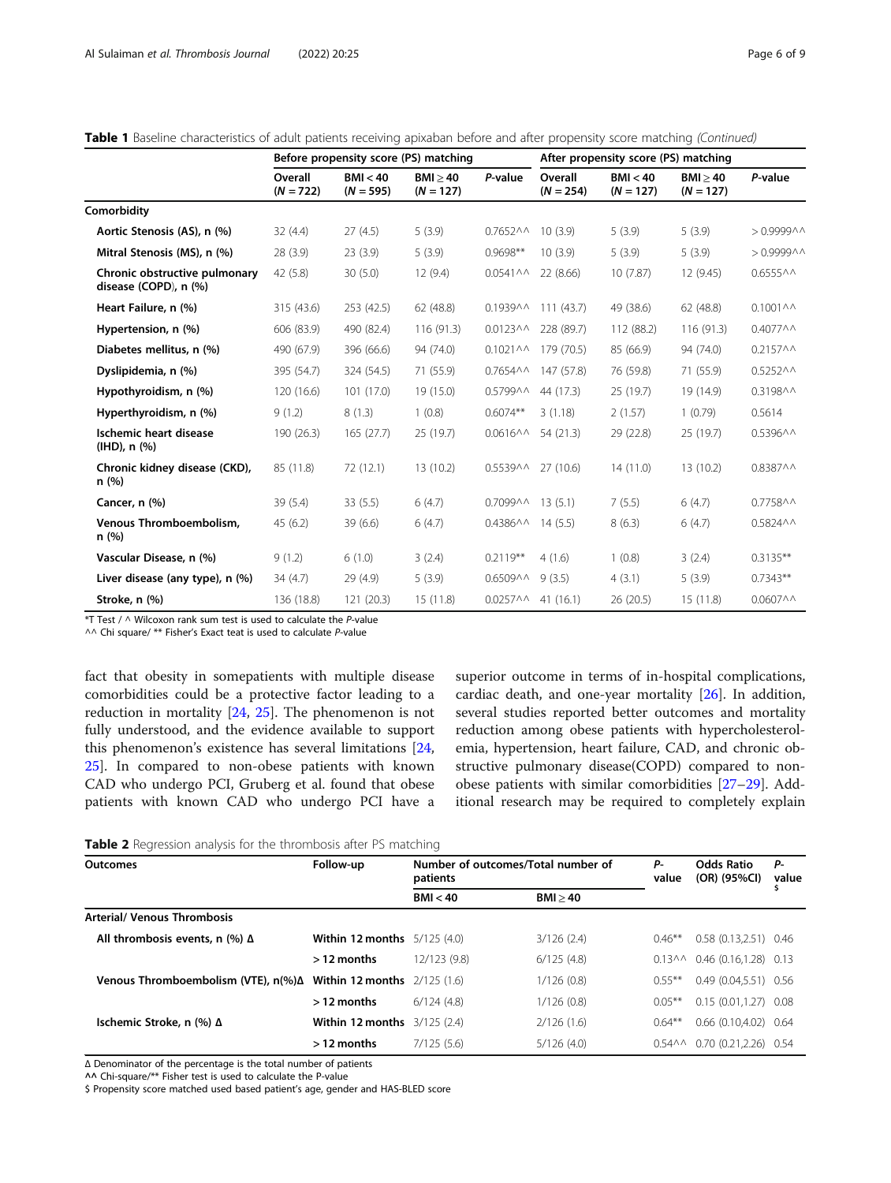**Table 1** Baseline characteristics of adult patients receiving apixaban before and after propensity score matching *(Continued)*

| | Before propensity score (PS) matching | | | | After propensity score (PS) matching | | | |
|---|---|---|---|---|---|---|---|---|
| | Overall (*N* = 722) | BMI < 40 (*N* = 595) | BMI ≥ 40 (*N* = 127) | *P*-value | Overall (*N* = 254) | BMI < 40 (*N* = 127) | BMI ≥ 40 (*N* = 127) | *P*-value |
| **Comorbidity** | | | | | | | | |
| **Aortic Stenosis (AS), n (%)** | 32 (4.4) | 27 (4.5) | 5 (3.9) | 0.7652^^ | 10 (3.9) | 5 (3.9) | 5 (3.9) | > 0.9999^^ |
| **Mitral Stenosis (MS), n (%)** | 28 (3.9) | 23 (3.9) | 5 (3.9) | 0.9698** | 10 (3.9) | 5 (3.9) | 5 (3.9) | > 0.9999^^ |
| **Chronic obstructive pulmonary disease (COPD), n (%)** | 42 (5.8) | 30 (5.0) | 12 (9.4) | 0.0541^^ | 22 (8.66) | 10 (7.87) | 12 (9.45) | 0.6555^^ |
| **Heart Failure, n (%)** | 315 (43.6) | 253 (42.5) | 62 (48.8) | 0.1939^^ | 111 (43.7) | 49 (38.6) | 62 (48.8) | 0.1001^^ |
| **Hypertension, n (%)** | 606 (83.9) | 490 (82.4) | 116 (91.3) | 0.0123^^ | 228 (89.7) | 112 (88.2) | 116 (91.3) | 0.4077^^ |
| **Diabetes mellitus, n (%)** | 490 (67.9) | 396 (66.6) | 94 (74.0) | 0.1021^^ | 179 (70.5) | 85 (66.9) | 94 (74.0) | 0.2157^^ |
| **Dyslipidemia, n (%)** | 395 (54.7) | 324 (54.5) | 71 (55.9) | 0.7654^^ | 147 (57.8) | 76 (59.8) | 71 (55.9) | 0.5252^^ |
| **Hypothyroidism, n (%)** | 120 (16.6) | 101 (17.0) | 19 (15.0) | 0.5799^^ | 44 (17.3) | 25 (19.7) | 19 (14.9) | 0.3198^^ |
| **Hyperthyroidism, n (%)** | 9 (1.2) | 8 (1.3) | 1 (0.8) | 0.6074** | 3 (1.18) | 2 (1.57) | 1 (0.79) | 0.5614 |
| **Ischemic heart disease (IHD), n (%)** | 190 (26.3) | 165 (27.7) | 25 (19.7) | 0.0616^^ | 54 (21.3) | 29 (22.8) | 25 (19.7) | 0.5396^^ |
| **Chronic kidney disease (CKD), n (%)** | 85 (11.8) | 72 (12.1) | 13 (10.2) | 0.5539^^ | 27 (10.6) | 14 (11.0) | 13 (10.2) | 0.8387^^ |
| **Cancer, n (%)** | 39 (5.4) | 33 (5.5) | 6 (4.7) | 0.7099^^ | 13 (5.1) | 7 (5.5) | 6 (4.7) | 0.7758^^ |
| **Venous Thromboembolism, n (%)** | 45 (6.2) | 39 (6.6) | 6 (4.7) | 0.4386^^ | 14 (5.5) | 8 (6.3) | 6 (4.7) | 0.5824^^ |
| **Vascular Disease, n (%)** | 9 (1.2) | 6 (1.0) | 3 (2.4) | 0.2119** | 4 (1.6) | 1 (0.8) | 3 (2.4) | 0.3135** |
| **Liver disease (any type), n (%)** | 34 (4.7) | 29 (4.9) | 5 (3.9) | 0.6509^^ | 9 (3.5) | 4 (3.1) | 5 (3.9) | 0.7343** |
| **Stroke, n (%)** | 136 (18.8) | 121 (20.3) | 15 (11.8) | 0.0257^^ | 41 (16.1) | 26 (20.5) | 15 (11.8) | 0.0607^^ |

*T Test / ^ Wilcoxon rank sum test is used to calculate the *P*-value
^^ Chi square/ ** Fisher's Exact teat is used to calculate *P*-value

fact that obesity in somepatients with multiple disease comorbidities could be a protective factor leading to a reduction in mortality [24, 25]. The phenomenon is not fully understood, and the evidence available to support this phenomenon's existence has several limitations [24, 25]. In compared to non-obese patients with known CAD who undergo PCI, Gruberg et al. found that obese patients with known CAD who undergo PCI have a superior outcome in terms of in-hospital complications, cardiac death, and one-year mortality [26]. In addition, several studies reported better outcomes and mortality reduction among obese patients with hypercholesterolemia, hypertension, heart failure, CAD, and chronic obstructive pulmonary disease(COPD) compared to non-obese patients with similar comorbidities [27–29]. Additional research may be required to completely explain

**Table 2** Regression analysis for the thrombosis after PS matching

| Outcomes | Follow-up | Number of outcomes/Total number of patients | | *P*-value | Odds Ratio (OR) (95%CI) | *P*-value $ |
|---|---|---|---|---|---|---|
| | | BMI < 40 | BMI ≥ 40 | | | |
| **Arterial/ Venous Thrombosis** | | | | | | |
| **All thrombosis events, n (%) Δ** | **Within 12 months** | 5/125 (4.0) | 3/126 (2.4) | 0.46** | 0.58 (0.13,2.51) | 0.46 |
| | **> 12 months** | 12/123 (9.8) | 6/125 (4.8) | 0.13^^ | 0.46 (0.16,1.28) | 0.13 |
| **Venous Thromboembolism (VTE), n(%)Δ** | **Within 12 months** | 2/125 (1.6) | 1/126 (0.8) | 0.55** | 0.49 (0.04,5.51) | 0.56 |
| | **> 12 months** | 6/124 (4.8) | 1/126 (0.8) | 0.05** | 0.15 (0.01,1.27) | 0.08 |
| **Ischemic Stroke, n (%) Δ** | **Within 12 months** | 3/125 (2.4) | 2/126 (1.6) | 0.64** | 0.66 (0.10,4.02) | 0.64 |
| | **> 12 months** | 7/125 (5.6) | 5/126 (4.0) | 0.54^^ | 0.70 (0.21,2.26) | 0.54 |

Δ Denominator of the percentage is the total number of patients
^^ Chi-square/** Fisher test is used to calculate the P-value
$ Propensity score matched used based patient's age, gender and HAS-BLED score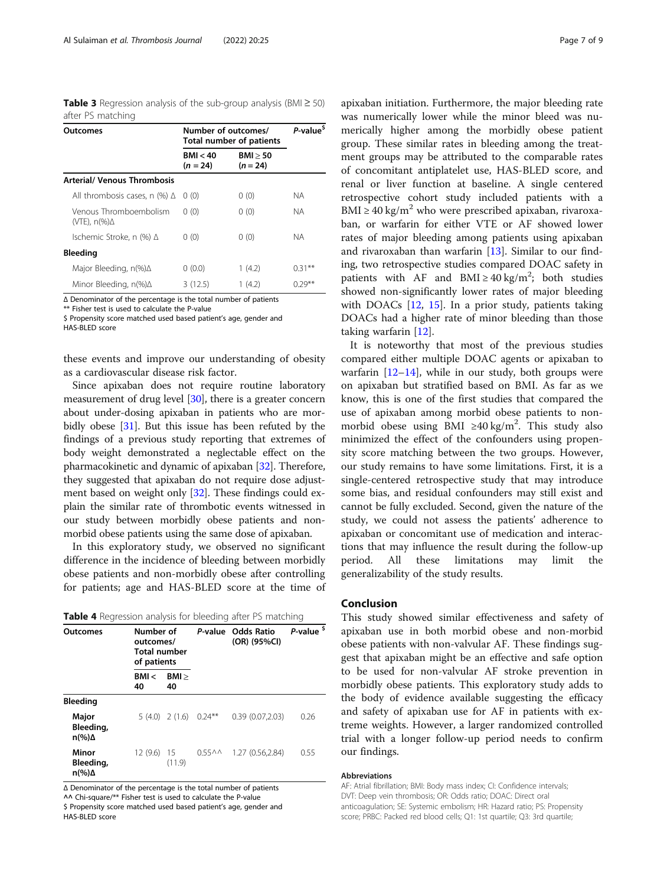**Table 3** Regression analysis of the sub-group analysis (BMI ≥ 50) after PS matching

| Outcomes | Number of outcomes/ Total number of patients | | P-value$ |
|---|---|---|---|
| | BMI < 40 (n = 24) | BMI ≥ 50 (n = 24) | |
| **Arterial/ Venous Thrombosis** | | | |
| All thrombosis cases, n (%) Δ | 0 (0) | 0 (0) | NA |
| Venous Thromboembolism (VTE), n(%)Δ | 0 (0) | 0 (0) | NA |
| Ischemic Stroke, n (%) Δ | 0 (0) | 0 (0) | NA |
| **Bleeding** | | | |
| Major Bleeding, n(%)Δ | 0 (0.0) | 1 (4.2) | 0.31** |
| Minor Bleeding, n(%)Δ | 3 (12.5) | 1 (4.2) | 0.29** |

Δ Denominator of the percentage is the total number of patients
** Fisher test is used to calculate the P-value
$ Propensity score matched used based patient's age, gender and HAS-BLED score

these events and improve our understanding of obesity as a cardiovascular disease risk factor.

Since apixaban does not require routine laboratory measurement of drug level [30], there is a greater concern about under-dosing apixaban in patients who are morbidly obese [31]. But this issue has been refuted by the findings of a previous study reporting that extremes of body weight demonstrated a neglectable effect on the pharmacokinetic and dynamic of apixaban [32]. Therefore, they suggested that apixaban do not require dose adjustment based on weight only [32]. These findings could explain the similar rate of thrombotic events witnessed in our study between morbidly obese patients and non-morbid obese patients using the same dose of apixaban.

In this exploratory study, we observed no significant difference in the incidence of bleeding between morbidly obese patients and non-morbidly obese after controlling for patients; age and HAS-BLED score at the time of apixaban initiation. Furthermore, the major bleeding rate was numerically lower while the minor bleed was numerically higher among the morbidly obese patient group. These similar rates in bleeding among the treatment groups may be attributed to the comparable rates of concomitant antiplatelet use, HAS-BLED score, and renal or liver function at baseline. A single centered retrospective cohort study included patients with a BMI ≥ 40 kg/m$^2$ who were prescribed apixaban, rivaroxaban, or warfarin for either VTE or AF showed lower rates of major bleeding among patients using apixaban and rivaroxaban than warfarin [13]. Similar to our finding, two retrospective studies compared DOAC safety in patients with AF and BMI ≥ 40 kg/m$^2$; both studies showed non-significantly lower rates of major bleeding with DOACs [12, 15]. In a prior study, patients taking DOACs had a higher rate of minor bleeding than those taking warfarin [12].

It is noteworthy that most of the previous studies compared either multiple DOAC agents or apixaban to warfarin [12–14], while in our study, both groups were on apixaban but stratified based on BMI. As far as we know, this is one of the first studies that compared the use of apixaban among morbid obese patients to non-morbid obese using BMI ≥40 kg/m$^2$. This study also minimized the effect of the confounders using propensity score matching between the two groups. However, our study remains to have some limitations. First, it is a single-centered retrospective study that may introduce some bias, and residual confounders may still exist and cannot be fully excluded. Second, given the nature of the study, we could not assess the patients' adherence to apixaban or concomitant use of medication and interactions that may influence the result during the follow-up period. All these limitations may limit the generalizability of the study results.

**Table 4** Regression analysis for bleeding after PS matching

| Outcomes | Number of outcomes/ Total number of patients | | P-value | Odds Ratio (OR) (95%CI) | P-value $ |
|---|---|---|---|---|---|
| | BMI < 40 | BMI ≥ 40 | | | |
| **Bleeding** | | | | | |
| **Major Bleeding, n(%)Δ** | 5 (4.0) | 2 (1.6) | 0.24** | 0.39 (0.07,2.03) | 0.26 |
| **Minor Bleeding, n(%)Δ** | 12 (9.6) | 15 (11.9) | 0.55^^ | 1.27 (0.56,2.84) | 0.55 |

Δ Denominator of the percentage is the total number of patients
^^ Chi-square/** Fisher test is used to calculate the P-value
$ Propensity score matched used based patient's age, gender and HAS-BLED score

## Conclusion

This study showed similar effectiveness and safety of apixaban use in both morbid obese and non-morbid obese patients with non-valvular AF. These findings suggest that apixaban might be an effective and safe option to be used for non-valvular AF stroke prevention in morbidly obese patients. This exploratory study adds to the body of evidence available suggesting the efficacy and safety of apixaban use for AF in patients with extreme weights. However, a larger randomized controlled trial with a longer follow-up period needs to confirm our findings.

#### Abbreviations

AF: Atrial fibrillation; BMI: Body mass index; CI: Confidence intervals; DVT: Deep vein thrombosis; OR: Odds ratio; DOAC: Direct oral anticoagulation; SE: Systemic embolism; HR: Hazard ratio; PS: Propensity score; PRBC: Packed red blood cells; Q1: 1st quartile; Q3: 3rd quartile;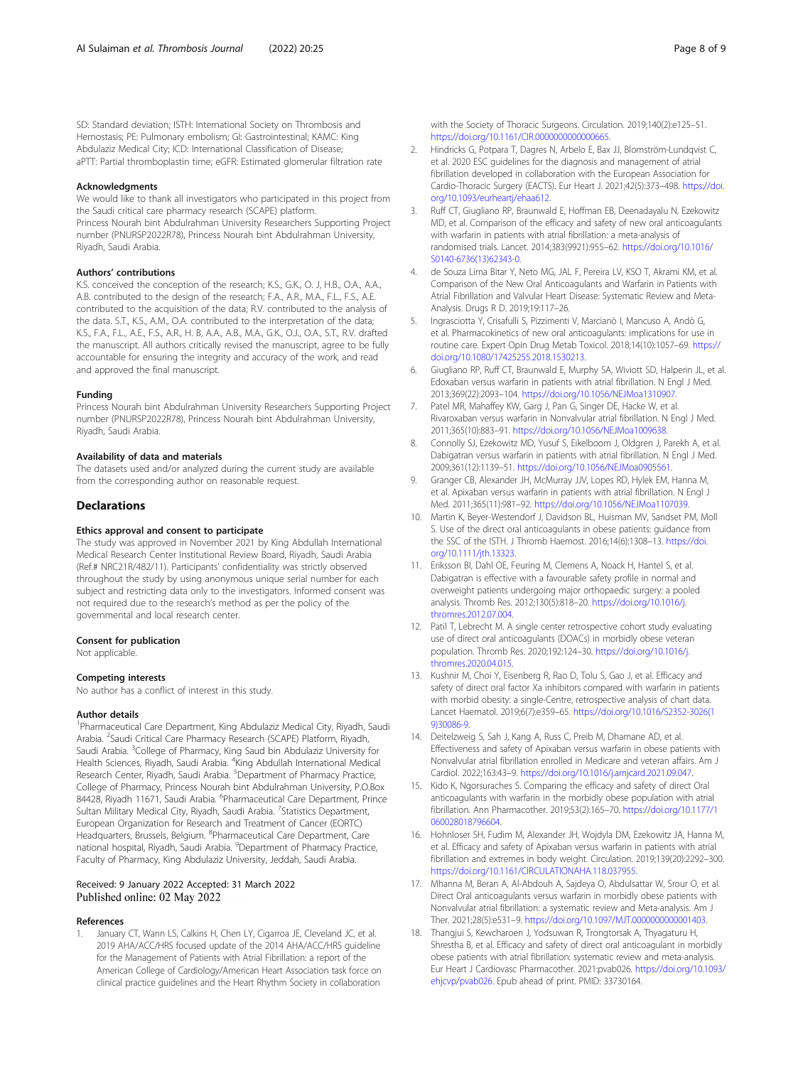SD: Standard deviation; ISTH: International Society on Thrombosis and Hemostasis; PE: Pulmonary embolism; GI: Gastrointestinal; KAMC: King Abdulaziz Medical City; ICD: International Classification of Disease; aPTT: Partial thromboplastin time; eGFR: Estimated glomerular filtration rate

### Acknowledgments

We would like to thank all investigators who participated in this project from the Saudi critical care pharmacy research (SCAPE) platform.
Princess Nourah bint Abdulrahman University Researchers Supporting Project number (PNURSP2022R78), Princess Nourah bint Abdulrahman University, Riyadh, Saudi Arabia.

### Authors' contributions

K.S. conceived the conception of the research; K.S., G.K., O. J, H.B., O.A., A.A., A.B. contributed to the design of the research; F.A., A.R., M.A., F.L., F.S., A.E. contributed to the acquisition of the data; R.V. contributed to the analysis of the data. S.T., K.S., A.M., O.A. contributed to the interpretation of the data; K.S., F.A., F.L., A.E., F.S., A.R., H. B, A.A., A.B., M.A., G.K., O.J., O.A., S.T., R.V. drafted the manuscript. All authors critically revised the manuscript, agree to be fully accountable for ensuring the integrity and accuracy of the work, and read and approved the final manuscript.

### Funding

Princess Nourah bint Abdulrahman University Researchers Supporting Project number (PNURSP2022R78), Princess Nourah bint Abdulrahman University, Riyadh, Saudi Arabia.

### Availability of data and materials

The datasets used and/or analyzed during the current study are available from the corresponding author on reasonable request.

## Declarations

### Ethics approval and consent to participate

The study was approved in November 2021 by King Abdullah International Medical Research Center Institutional Review Board, Riyadh, Saudi Arabia (Ref.# NRC21R/482/11). Participants' confidentiality was strictly observed throughout the study by using anonymous unique serial number for each subject and restricting data only to the investigators. Informed consent was not required due to the research's method as per the policy of the governmental and local research center.

### Consent for publication

Not applicable.

### Competing interests

No author has a conflict of interest in this study.

### Author details

[1]Pharmaceutical Care Department, King Abdulaziz Medical City, Riyadh, Saudi Arabia. [2]Saudi Critical Care Pharmacy Research (SCAPE) Platform, Riyadh, Saudi Arabia. [3]College of Pharmacy, King Saud bin Abdulaziz University for Health Sciences, Riyadh, Saudi Arabia. [4]King Abdullah International Medical Research Center, Riyadh, Saudi Arabia. [5]Department of Pharmacy Practice, College of Pharmacy, Princess Nourah bint Abdulrahman University, P.O.Box 84428, Riyadh 11671, Saudi Arabia. [6]Pharmaceutical Care Department, Prince Sultan Military Medical City, Riyadh, Saudi Arabia. [7]Statistics Department, European Organization for Research and Treatment of Cancer (EORTC) Headquarters, Brussels, Belgium. [8]Pharmaceutical Care Department, Care national hospital, Riyadh, Saudi Arabia. [9]Department of Pharmacy Practice, Faculty of Pharmacy, King Abdulaziz University, Jeddah, Saudi Arabia.

Received: 9 January 2022 Accepted: 31 March 2022
Published online: 02 May 2022

### References

1. January CT, Wann LS, Calkins H, Chen LY, Cigarroa JE, Cleveland JC, et al. 2019 AHA/ACC/HRS focused update of the 2014 AHA/ACC/HRS guideline for the Management of Patients with Atrial Fibrillation: a report of the American College of Cardiology/American Heart Association task force on clinical practice guidelines and the Heart Rhythm Society in collaboration with the Society of Thoracic Surgeons. Circulation. 2019;140(2):e125–51. https://doi.org/10.1161/CIR.0000000000000665.
2. Hindricks G, Potpara T, Dagres N, Arbelo E, Bax JJ, Blomström-Lundqvist C, et al. 2020 ESC guidelines for the diagnosis and management of atrial fibrillation developed in collaboration with the European Association for Cardio-Thoracic Surgery (EACTS). Eur Heart J. 2021;42(5):373–498. https://doi.org/10.1093/eurheartj/ehaa612.
3. Ruff CT, Giugliano RP, Braunwald E, Hoffman EB, Deenadayalu N, Ezekowitz MD, et al. Comparison of the efficacy and safety of new oral anticoagulants with warfarin in patients with atrial fibrillation: a meta-analysis of randomised trials. Lancet. 2014;383(9921):955–62. https://doi.org/10.1016/S0140-6736(13)62343-0.
4. de Souza Lima Bitar Y, Neto MG, JAL F, Pereira LV, KSO T, Akrami KM, et al. Comparison of the New Oral Anticoagulants and Warfarin in Patients with Atrial Fibrillation and Valvular Heart Disease: Systematic Review and Meta-Analysis. Drugs R D. 2019;19:117–26.
5. Ingrasciotta Y, Crisafulli S, Pizzimenti V, Marcianò I, Mancuso A, Andò G, et al. Pharmacokinetics of new oral anticoagulants: implications for use in routine care. Expert Opin Drug Metab Toxicol. 2018;14(10):1057–69. https://doi.org/10.1080/17425255.2018.1530213.
6. Giugliano RP, Ruff CT, Braunwald E, Murphy SA, Wiviott SD, Halperin JL, et al. Edoxaban versus warfarin in patients with atrial fibrillation. N Engl J Med. 2013;369(22):2093–104. https://doi.org/10.1056/NEJMoa1310907.
7. Patel MR, Mahaffey KW, Garg J, Pan G, Singer DE, Hacke W, et al. Rivaroxaban versus warfarin in Nonvalvular atrial fibrillation. N Engl J Med. 2011;365(10):883–91. https://doi.org/10.1056/NEJMoa1009638.
8. Connolly SJ, Ezekowitz MD, Yusuf S, Eikelboom J, Oldgren J, Parekh A, et al. Dabigatran versus warfarin in patients with atrial fibrillation. N Engl J Med. 2009;361(12):1139–51. https://doi.org/10.1056/NEJMoa0905561.
9. Granger CB, Alexander JH, McMurray JJV, Lopes RD, Hylek EM, Hanna M, et al. Apixaban versus warfarin in patients with atrial fibrillation. N Engl J Med. 2011;365(11):981–92. https://doi.org/10.1056/NEJMoa1107039.
10. Martin K, Beyer-Westendorf J, Davidson BL, Huisman MV, Sandset PM, Moll S. Use of the direct oral anticoagulants in obese patients: guidance from the SSC of the ISTH. J Thromb Haemost. 2016;14(6):1308–13. https://doi.org/10.1111/jth.13323.
11. Eriksson BI, Dahl OE, Feuring M, Clemens A, Noack H, Hantel S, et al. Dabigatran is effective with a favourable safety profile in normal and overweight patients undergoing major orthopaedic surgery: a pooled analysis. Thromb Res. 2012;130(5):818–20. https://doi.org/10.1016/j.thromres.2012.07.004.
12. Patil T, Lebrecht M. A single center retrospective cohort study evaluating use of direct oral anticoagulants (DOACs) in morbidly obese veteran population. Thromb Res. 2020;192:124–30. https://doi.org/10.1016/j.thromres.2020.04.015.
13. Kushnir M, Choi Y, Eisenberg R, Rao D, Tolu S, Gao J, et al. Efficacy and safety of direct oral factor Xa inhibitors compared with warfarin in patients with morbid obesity: a single-Centre, retrospective analysis of chart data. Lancet Haematol. 2019;6(7):e359–65. https://doi.org/10.1016/S2352-3026(19)30086-9.
14. Deitelzweig S, Sah J, Kang A, Russ C, Preib M, Dhamane AD, et al. Effectiveness and safety of Apixaban versus warfarin in obese patients with Nonvalvular atrial fibrillation enrolled in Medicare and veteran affairs. Am J Cardiol. 2022;163:43–9. https://doi.org/10.1016/j.amjcard.2021.09.047.
15. Kido K, Ngorsuraches S. Comparing the efficacy and safety of direct Oral anticoagulants with warfarin in the morbidly obese population with atrial fibrillation. Ann Pharmacother. 2019;53(2):165–70. https://doi.org/10.1177/1060028018796604.
16. Hohnloser SH, Fudim M, Alexander JH, Wojdyla DM, Ezekowitz JA, Hanna M, et al. Efficacy and safety of Apixaban versus warfarin in patients with atrial fibrillation and extremes in body weight. Circulation. 2019;139(20):2292–300. https://doi.org/10.1161/CIRCULATIONAHA.118.037955.
17. Mhanna M, Beran A, Al-Abdouh A, Sajdeya O, Abdulsattar W, Srour O, et al. Direct Oral anticoagulants versus warfarin in morbidly obese patients with Nonvalvular atrial fibrillation: a systematic review and Meta-analysis. Am J Ther. 2021;28(5):e531–9. https://doi.org/10.1097/MJT.0000000000001403.
18. Thangjui S, Kewcharoen J, Yodsuwan R, Trongtorsak A, Thyagaturu H, Shrestha B, et al. Efficacy and safety of direct oral anticoagulant in morbidly obese patients with atrial fibrillation: systematic review and meta-analysis. Eur Heart J Cardiovasc Pharmacother. 2021:pvab026. https://doi.org/10.1093/ehjcvp/pvab026. Epub ahead of print. PMID: 33730164.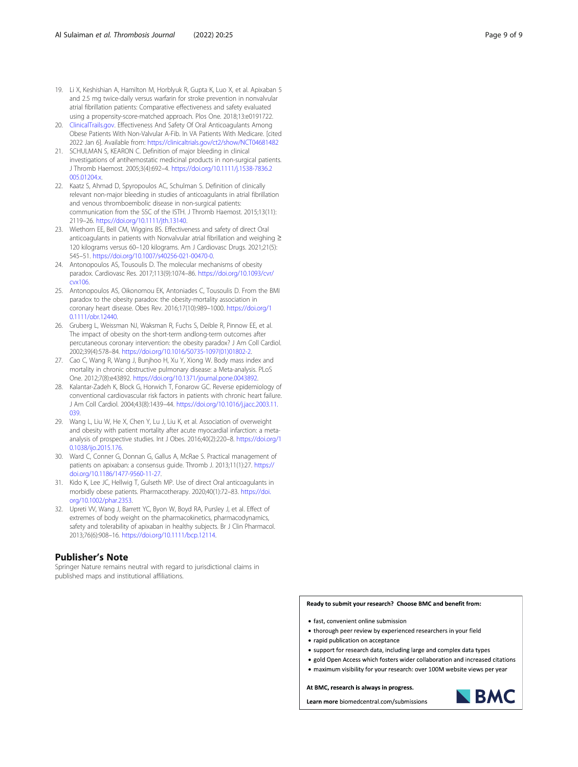19. Li X, Keshishian A, Hamilton M, Horblyuk R, Gupta K, Luo X, et al. Apixaban 5 and 2.5 mg twice-daily versus warfarin for stroke prevention in nonvalvular atrial fibrillation patients: Comparative effectiveness and safety evaluated using a propensity-score-matched approach. Plos One. 2018;13:e0191722.
20. ClinicalTrials.gov. Effectiveness And Safety Of Oral Anticoagulants Among Obese Patients With Non-Valvular A-Fib. In VA Patients With Medicare. [cited 2022 Jan 6]. Available from: https://clinicaltrials.gov/ct2/show/NCT04681482
21. SCHULMAN S, KEARON C. Definition of major bleeding in clinical investigations of antihemostatic medicinal products in non-surgical patients. J Thromb Haemost. 2005;3(4):692–4. https://doi.org/10.1111/j.1538-7836.2005.01204.x.
22. Kaatz S, Ahmad D, Spyropoulos AC, Schulman S. Definition of clinically relevant non-major bleeding in studies of anticoagulants in atrial fibrillation and venous thromboembolic disease in non-surgical patients: communication from the SSC of the ISTH. J Thromb Haemost. 2015;13(11): 2119–26. https://doi.org/10.1111/jth.13140.
23. Wiethorn EE, Bell CM, Wiggins BS. Effectiveness and safety of direct Oral anticoagulants in patients with Nonvalvular atrial fibrillation and weighing ≥ 120 kilograms versus 60–120 kilograms. Am J Cardiovasc Drugs. 2021;21(5): 545–51. https://doi.org/10.1007/s40256-021-00470-0.
24. Antonopoulos AS, Tousoulis D. The molecular mechanisms of obesity paradox. Cardiovasc Res. 2017;113(9):1074–86. https://doi.org/10.1093/cvr/cvx106.
25. Antonopoulos AS, Oikonomou EK, Antoniades C, Tousoulis D. From the BMI paradox to the obesity paradox: the obesity-mortality association in coronary heart disease. Obes Rev. 2016;17(10):989–1000. https://doi.org/10.1111/obr.12440.
26. Gruberg L, Weissman NJ, Waksman R, Fuchs S, Deible R, Pinnow EE, et al. The impact of obesity on the short-term andlong-term outcomes after percutaneous coronary intervention: the obesity paradox? J Am Coll Cardiol. 2002;39(4):578–84. https://doi.org/10.1016/S0735-1097(01)01802-2.
27. Cao C, Wang R, Wang J, Bunjhoo H, Xu Y, Xiong W. Body mass index and mortality in chronic obstructive pulmonary disease: a Meta-analysis. PLoS One. 2012;7(8):e43892. https://doi.org/10.1371/journal.pone.0043892.
28. Kalantar-Zadeh K, Block G, Horwich T, Fonarow GC. Reverse epidemiology of conventional cardiovascular risk factors in patients with chronic heart failure. J Am Coll Cardiol. 2004;43(8):1439–44. https://doi.org/10.1016/j.jacc.2003.11.039.
29. Wang L, Liu W, He X, Chen Y, Lu J, Liu K, et al. Association of overweight and obesity with patient mortality after acute myocardial infarction: a meta-analysis of prospective studies. Int J Obes. 2016;40(2):220–8. https://doi.org/10.1038/ijo.2015.176.
30. Ward C, Conner G, Donnan G, Gallus A, McRae S. Practical management of patients on apixaban: a consensus guide. Thromb J. 2013;11(1):27. https://doi.org/10.1186/1477-9560-11-27.
31. Kido K, Lee JC, Hellwig T, Gulseth MP. Use of direct Oral anticoagulants in morbidly obese patients. Pharmacotherapy. 2020;40(1):72–83. https://doi.org/10.1002/phar.2353.
32. Upreti VV, Wang J, Barrett YC, Byon W, Boyd RA, Pursley J, et al. Effect of extremes of body weight on the pharmacokinetics, pharmacodynamics, safety and tolerability of apixaban in healthy subjects. Br J Clin Pharmacol. 2013;76(6):908–16. https://doi.org/10.1111/bcp.12114.

## Publisher's Note

Springer Nature remains neutral with regard to jurisdictional claims in published maps and institutional affiliations.

**Ready to submit your research? Choose BMC and benefit from:**

- fast, convenient online submission
- thorough peer review by experienced researchers in your field
- rapid publication on acceptance
- support for research data, including large and complex data types
- gold Open Access which fosters wider collaboration and increased citations
- maximum visibility for your research: over 100M website views per year

**At BMC, research is always in progress.**

**Learn more** biomedcentral.com/submissions

BMC